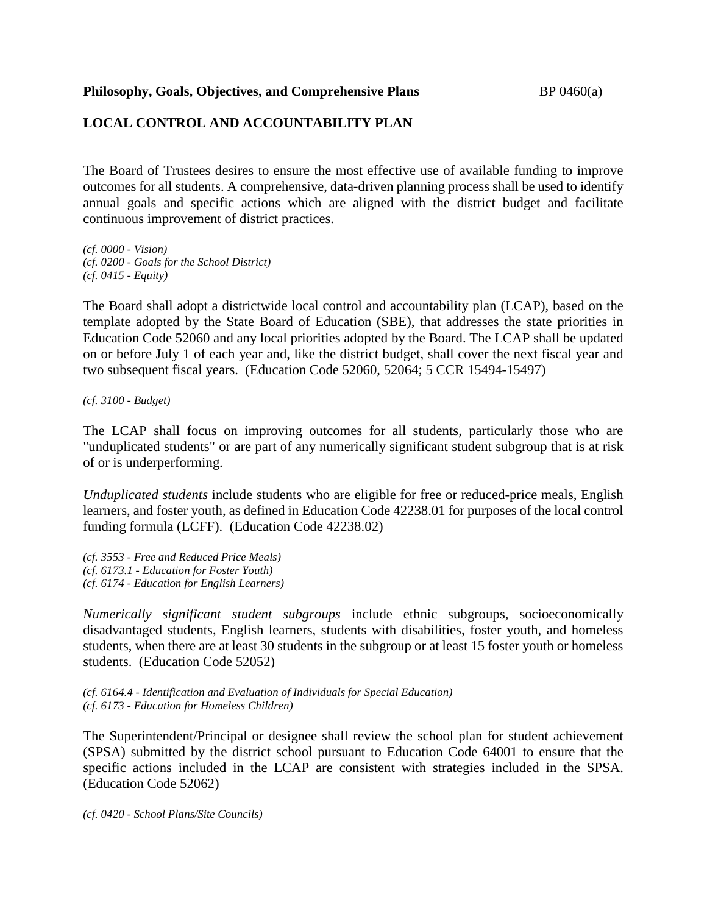**Philosophy, Goals, Objectives, and Comprehensive Plans** BP 0460(a)

## LOCAL CONTROL AND ACCOUNTABILITY PLAN

The Board of Trustees desires to ensure the most effective use of available funding to improve outcomes for all students. A comprehensive, data-driven planning process shall be used to identify annual goals and specific actions which are aligned with the district budget and facilitate continuous improvement of district practices.

*(cf. 0000 - Vision)*
*(cf. 0200 - Goals for the School District)*
*(cf. 0415 - Equity)*

The Board shall adopt a districtwide local control and accountability plan (LCAP), based on the template adopted by the State Board of Education (SBE), that addresses the state priorities in Education Code 52060 and any local priorities adopted by the Board. The LCAP shall be updated on or before July 1 of each year and, like the district budget, shall cover the next fiscal year and two subsequent fiscal years. (Education Code 52060, 52064; 5 CCR 15494-15497)

*(cf. 3100 - Budget)*

The LCAP shall focus on improving outcomes for all students, particularly those who are "unduplicated students" or are part of any numerically significant student subgroup that is at risk of or is underperforming.

*Unduplicated students* include students who are eligible for free or reduced-price meals, English learners, and foster youth, as defined in Education Code 42238.01 for purposes of the local control funding formula (LCFF). (Education Code 42238.02)

*(cf. 3553 - Free and Reduced Price Meals)*
*(cf. 6173.1 - Education for Foster Youth)*
*(cf. 6174 - Education for English Learners)*

*Numerically significant student subgroups* include ethnic subgroups, socioeconomically disadvantaged students, English learners, students with disabilities, foster youth, and homeless students, when there are at least 30 students in the subgroup or at least 15 foster youth or homeless students. (Education Code 52052)

*(cf. 6164.4 - Identification and Evaluation of Individuals for Special Education)*
*(cf. 6173 - Education for Homeless Children)*

The Superintendent/Principal or designee shall review the school plan for student achievement (SPSA) submitted by the district school pursuant to Education Code 64001 to ensure that the specific actions included in the LCAP are consistent with strategies included in the SPSA. (Education Code 52062)

*(cf. 0420 - School Plans/Site Councils)*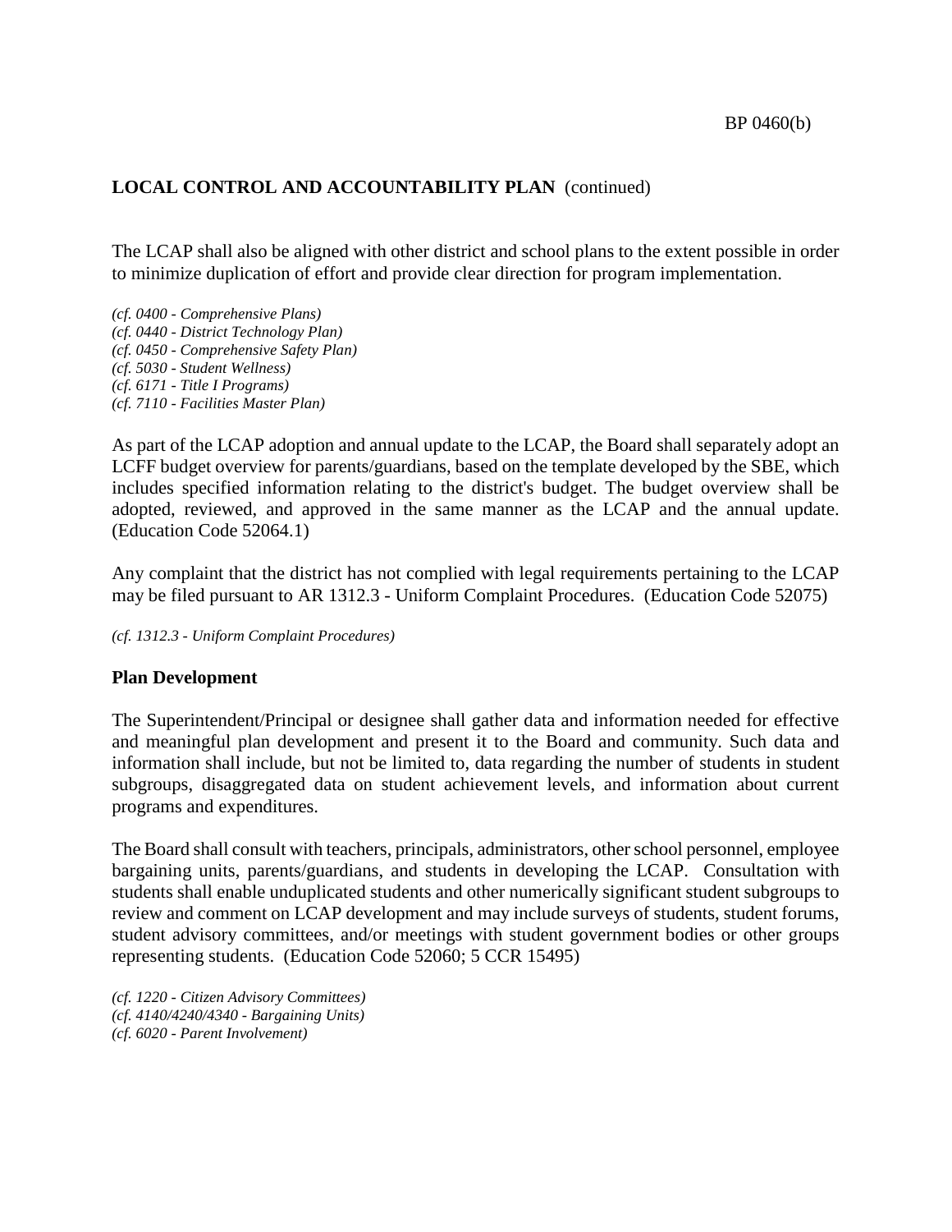The LCAP shall also be aligned with other district and school plans to the extent possible in order to minimize duplication of effort and provide clear direction for program implementation.

*(cf. 0400 - Comprehensive Plans)*
*(cf. 0440 - District Technology Plan)*
*(cf. 0450 - Comprehensive Safety Plan)*
*(cf. 5030 - Student Wellness)*
*(cf. 6171 - Title I Programs)*
*(cf. 7110 - Facilities Master Plan)*

As part of the LCAP adoption and annual update to the LCAP, the Board shall separately adopt an LCFF budget overview for parents/guardians, based on the template developed by the SBE, which includes specified information relating to the district's budget. The budget overview shall be adopted, reviewed, and approved in the same manner as the LCAP and the annual update. (Education Code 52064.1)

Any complaint that the district has not complied with legal requirements pertaining to the LCAP may be filed pursuant to AR 1312.3 - Uniform Complaint Procedures. (Education Code 52075)

*(cf. 1312.3 - Uniform Complaint Procedures)*

**Plan Development**

The Superintendent/Principal or designee shall gather data and information needed for effective and meaningful plan development and present it to the Board and community. Such data and information shall include, but not be limited to, data regarding the number of students in student subgroups, disaggregated data on student achievement levels, and information about current programs and expenditures.

The Board shall consult with teachers, principals, administrators, other school personnel, employee bargaining units, parents/guardians, and students in developing the LCAP. Consultation with students shall enable unduplicated students and other numerically significant student subgroups to review and comment on LCAP development and may include surveys of students, student forums, student advisory committees, and/or meetings with student government bodies or other groups representing students. (Education Code 52060; 5 CCR 15495)

*(cf. 1220 - Citizen Advisory Committees)*
*(cf. 4140/4240/4340 - Bargaining Units)*
*(cf. 6020 - Parent Involvement)*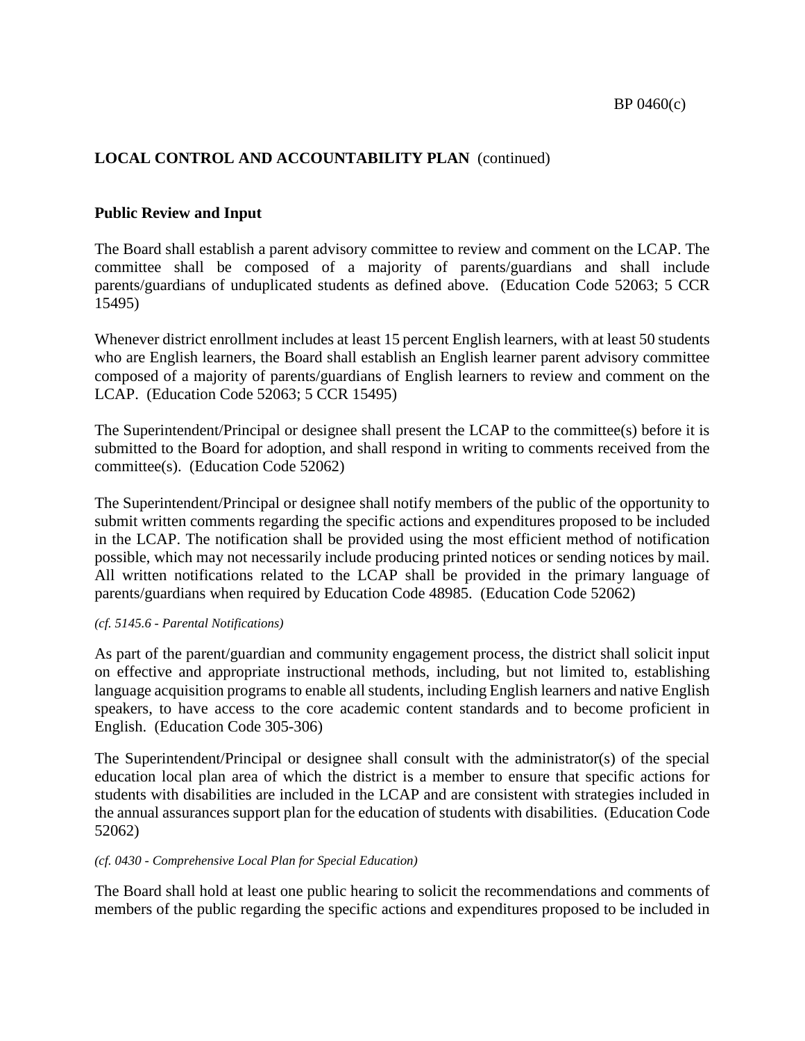**LOCAL CONTROL AND ACCOUNTABILITY PLAN** (continued)

**Public Review and Input**

The Board shall establish a parent advisory committee to review and comment on the LCAP. The committee shall be composed of a majority of parents/guardians and shall include parents/guardians of unduplicated students as defined above. (Education Code 52063; 5 CCR 15495)

Whenever district enrollment includes at least 15 percent English learners, with at least 50 students who are English learners, the Board shall establish an English learner parent advisory committee composed of a majority of parents/guardians of English learners to review and comment on the LCAP. (Education Code 52063; 5 CCR 15495)

The Superintendent/Principal or designee shall present the LCAP to the committee(s) before it is submitted to the Board for adoption, and shall respond in writing to comments received from the committee(s). (Education Code 52062)

The Superintendent/Principal or designee shall notify members of the public of the opportunity to submit written comments regarding the specific actions and expenditures proposed to be included in the LCAP. The notification shall be provided using the most efficient method of notification possible, which may not necessarily include producing printed notices or sending notices by mail. All written notifications related to the LCAP shall be provided in the primary language of parents/guardians when required by Education Code 48985. (Education Code 52062)

*(cf. 5145.6 - Parental Notifications)*

As part of the parent/guardian and community engagement process, the district shall solicit input on effective and appropriate instructional methods, including, but not limited to, establishing language acquisition programs to enable all students, including English learners and native English speakers, to have access to the core academic content standards and to become proficient in English. (Education Code 305-306)

The Superintendent/Principal or designee shall consult with the administrator(s) of the special education local plan area of which the district is a member to ensure that specific actions for students with disabilities are included in the LCAP and are consistent with strategies included in the annual assurances support plan for the education of students with disabilities. (Education Code 52062)

*(cf. 0430 - Comprehensive Local Plan for Special Education)*

The Board shall hold at least one public hearing to solicit the recommendations and comments of members of the public regarding the specific actions and expenditures proposed to be included in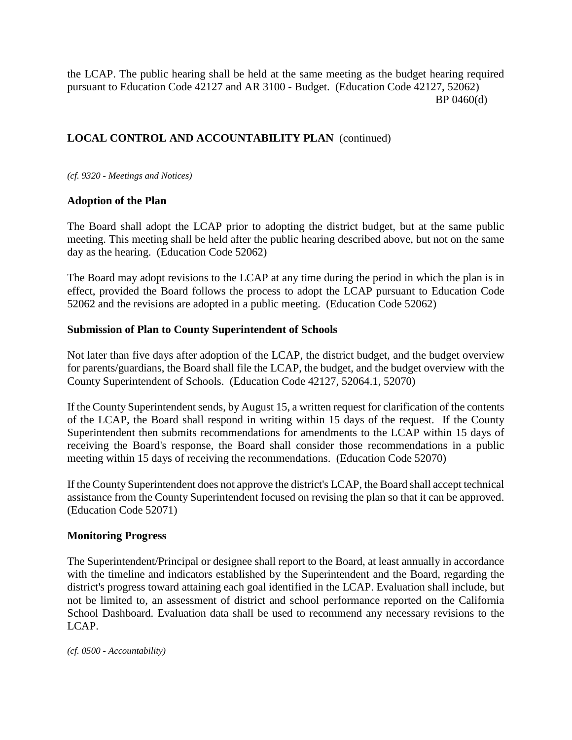the LCAP. The public hearing shall be held at the same meeting as the budget hearing required pursuant to Education Code 42127 and AR 3100 - Budget. (Education Code 42127, 52062)

## LOCAL CONTROL AND ACCOUNTABILITY PLAN (continued)

*(cf. 9320 - Meetings and Notices)*

### Adoption of the Plan

The Board shall adopt the LCAP prior to adopting the district budget, but at the same public meeting. This meeting shall be held after the public hearing described above, but not on the same day as the hearing. (Education Code 52062)

The Board may adopt revisions to the LCAP at any time during the period in which the plan is in effect, provided the Board follows the process to adopt the LCAP pursuant to Education Code 52062 and the revisions are adopted in a public meeting. (Education Code 52062)

### Submission of Plan to County Superintendent of Schools

Not later than five days after adoption of the LCAP, the district budget, and the budget overview for parents/guardians, the Board shall file the LCAP, the budget, and the budget overview with the County Superintendent of Schools. (Education Code 42127, 52064.1, 52070)

If the County Superintendent sends, by August 15, a written request for clarification of the contents of the LCAP, the Board shall respond in writing within 15 days of the request. If the County Superintendent then submits recommendations for amendments to the LCAP within 15 days of receiving the Board's response, the Board shall consider those recommendations in a public meeting within 15 days of receiving the recommendations. (Education Code 52070)

If the County Superintendent does not approve the district's LCAP, the Board shall accept technical assistance from the County Superintendent focused on revising the plan so that it can be approved. (Education Code 52071)

### Monitoring Progress

The Superintendent/Principal or designee shall report to the Board, at least annually in accordance with the timeline and indicators established by the Superintendent and the Board, regarding the district's progress toward attaining each goal identified in the LCAP. Evaluation shall include, but not be limited to, an assessment of district and school performance reported on the California School Dashboard. Evaluation data shall be used to recommend any necessary revisions to the LCAP.

*(cf. 0500 - Accountability)*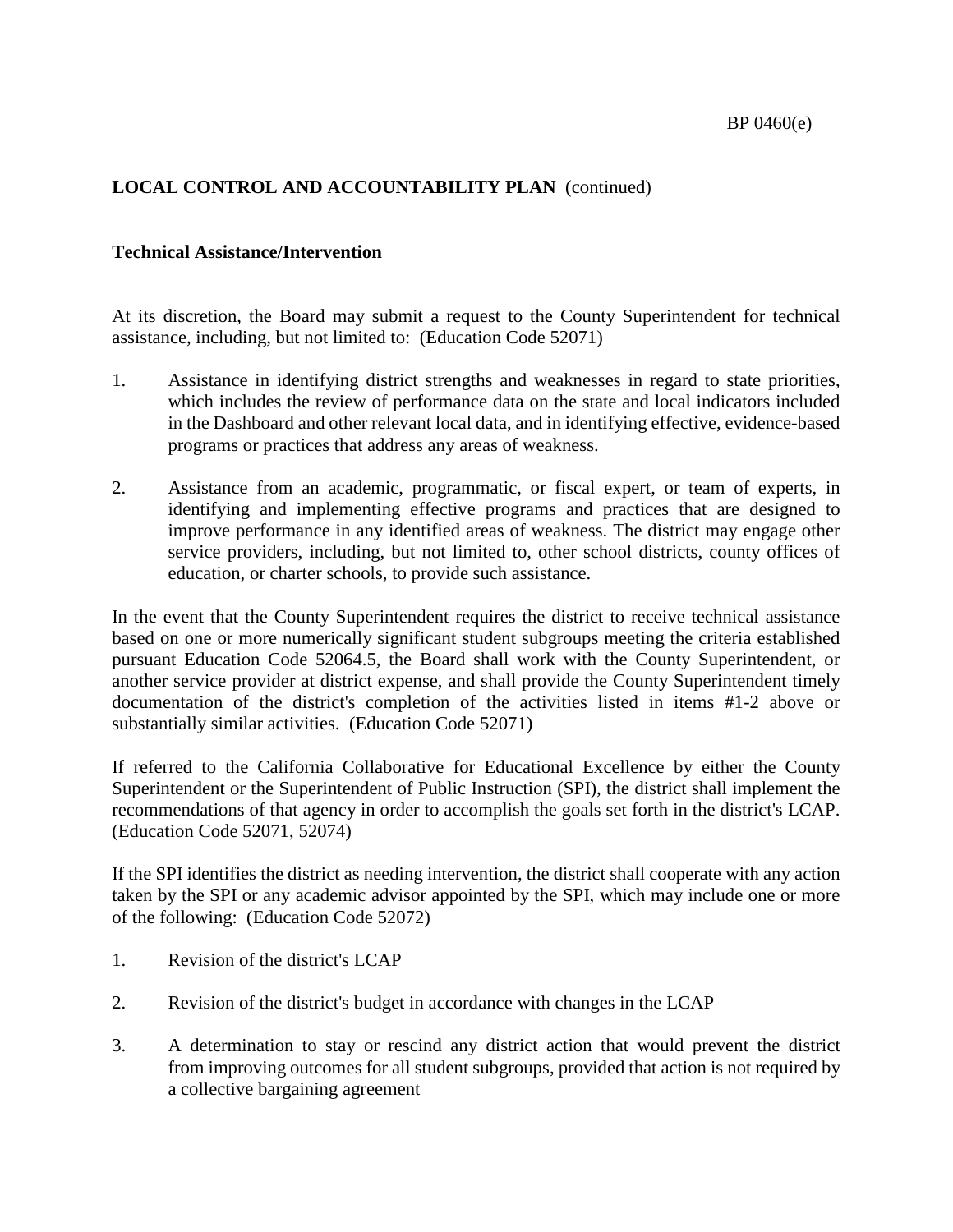**LOCAL CONTROL AND ACCOUNTABILITY PLAN** (continued)

**Technical Assistance/Intervention**

At its discretion, the Board may submit a request to the County Superintendent for technical assistance, including, but not limited to: (Education Code 52071)

1. Assistance in identifying district strengths and weaknesses in regard to state priorities, which includes the review of performance data on the state and local indicators included in the Dashboard and other relevant local data, and in identifying effective, evidence-based programs or practices that address any areas of weakness.

2. Assistance from an academic, programmatic, or fiscal expert, or team of experts, in identifying and implementing effective programs and practices that are designed to improve performance in any identified areas of weakness. The district may engage other service providers, including, but not limited to, other school districts, county offices of education, or charter schools, to provide such assistance.

In the event that the County Superintendent requires the district to receive technical assistance based on one or more numerically significant student subgroups meeting the criteria established pursuant Education Code 52064.5, the Board shall work with the County Superintendent, or another service provider at district expense, and shall provide the County Superintendent timely documentation of the district's completion of the activities listed in items #1-2 above or substantially similar activities. (Education Code 52071)

If referred to the California Collaborative for Educational Excellence by either the County Superintendent or the Superintendent of Public Instruction (SPI), the district shall implement the recommendations of that agency in order to accomplish the goals set forth in the district's LCAP. (Education Code 52071, 52074)

If the SPI identifies the district as needing intervention, the district shall cooperate with any action taken by the SPI or any academic advisor appointed by the SPI, which may include one or more of the following: (Education Code 52072)

1. Revision of the district's LCAP

2. Revision of the district's budget in accordance with changes in the LCAP

3. A determination to stay or rescind any district action that would prevent the district from improving outcomes for all student subgroups, provided that action is not required by a collective bargaining agreement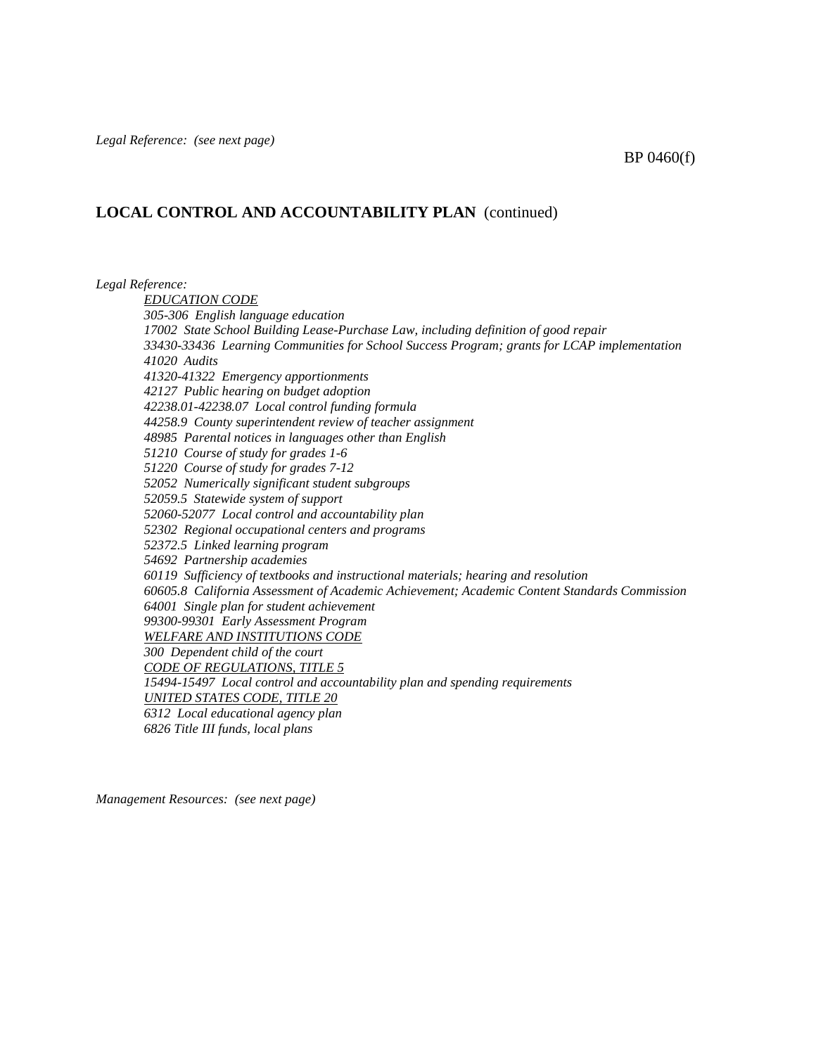*Legal Reference: (see next page)*

## LOCAL CONTROL AND ACCOUNTABILITY PLAN (continued)

*Legal Reference:*

*EDUCATION CODE*
*305-306 English language education*
*17002 State School Building Lease-Purchase Law, including definition of good repair*
*33430-33436 Learning Communities for School Success Program; grants for LCAP implementation*
*41020 Audits*
*41320-41322 Emergency apportionments*
*42127 Public hearing on budget adoption*
*42238.01-42238.07 Local control funding formula*
*44258.9 County superintendent review of teacher assignment*
*48985 Parental notices in languages other than English*
*51210 Course of study for grades 1-6*
*51220 Course of study for grades 7-12*
*52052 Numerically significant student subgroups*
*52059.5 Statewide system of support*
*52060-52077 Local control and accountability plan*
*52302 Regional occupational centers and programs*
*52372.5 Linked learning program*
*54692 Partnership academies*
*60119 Sufficiency of textbooks and instructional materials; hearing and resolution*
*60605.8 California Assessment of Academic Achievement; Academic Content Standards Commission*
*64001 Single plan for student achievement*
*99300-99301 Early Assessment Program*
*WELFARE AND INSTITUTIONS CODE*
*300 Dependent child of the court*
*CODE OF REGULATIONS, TITLE 5*
*15494-15497 Local control and accountability plan and spending requirements*
*UNITED STATES CODE, TITLE 20*
*6312 Local educational agency plan*
*6826 Title III funds, local plans*

*Management Resources: (see next page)*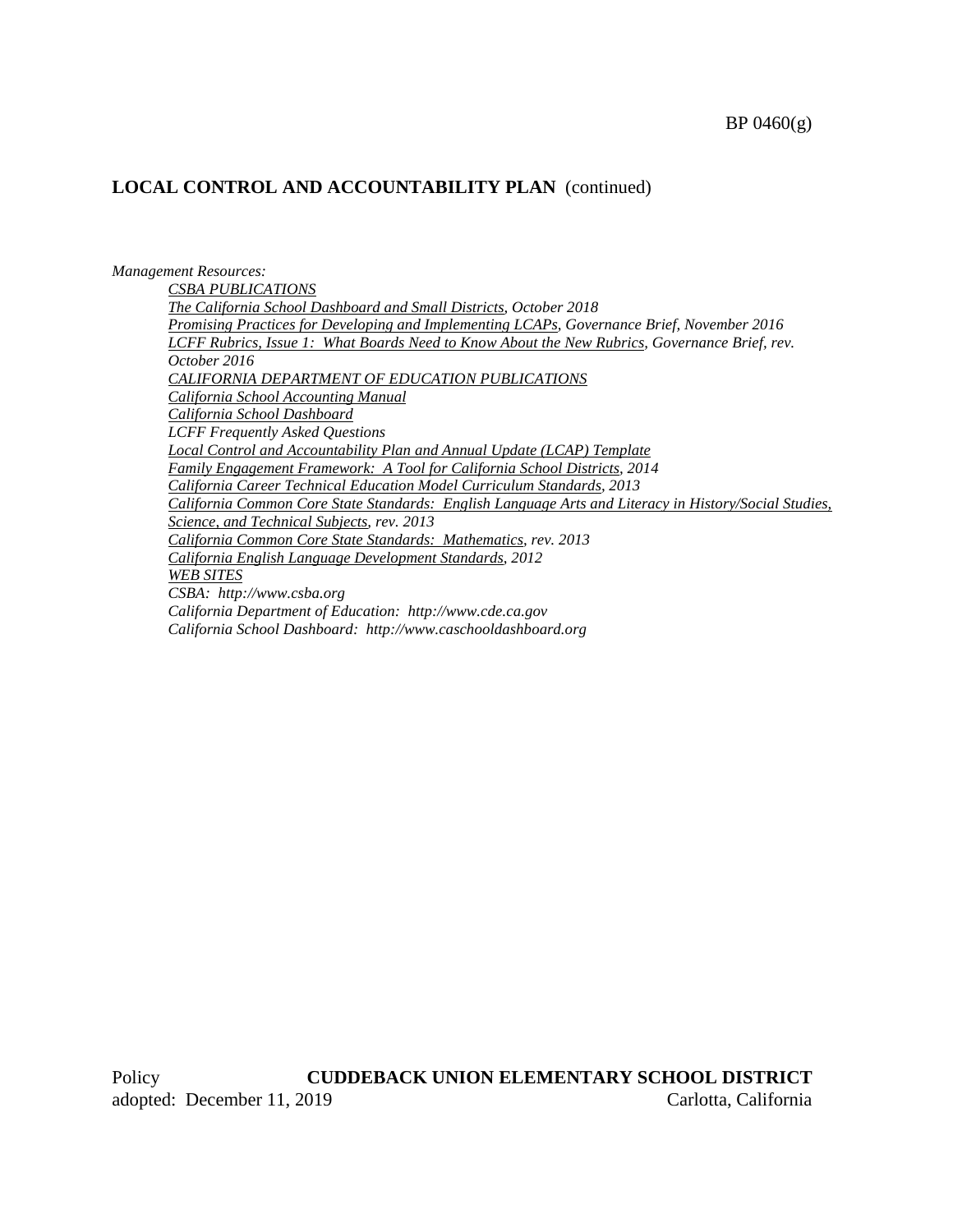*Management Resources:*

*CSBA PUBLICATIONS*

*The California School Dashboard and Small Districts, October 2018*

*Promising Practices for Developing and Implementing LCAPs, Governance Brief, November 2016*

*LCFF Rubrics, Issue 1: What Boards Need to Know About the New Rubrics, Governance Brief, rev. October 2016*

*CALIFORNIA DEPARTMENT OF EDUCATION PUBLICATIONS*

*California School Accounting Manual*

*California School Dashboard*

*LCFF Frequently Asked Questions*

*Local Control and Accountability Plan and Annual Update (LCAP) Template*

*Family Engagement Framework: A Tool for California School Districts, 2014*

*California Career Technical Education Model Curriculum Standards, 2013*

*California Common Core State Standards: English Language Arts and Literacy in History/Social Studies, Science, and Technical Subjects, rev. 2013*

*California Common Core State Standards: Mathematics, rev. 2013*

*California English Language Development Standards, 2012*

*WEB SITES*

*CSBA: http://www.csba.org*

*California Department of Education: http://www.cde.ca.gov*

*California School Dashboard: http://www.caschooldashboard.org*

Policy **CUDDEBACK UNION ELEMENTARY SCHOOL DISTRICT**

adopted: December 11, 2019 Carlotta, California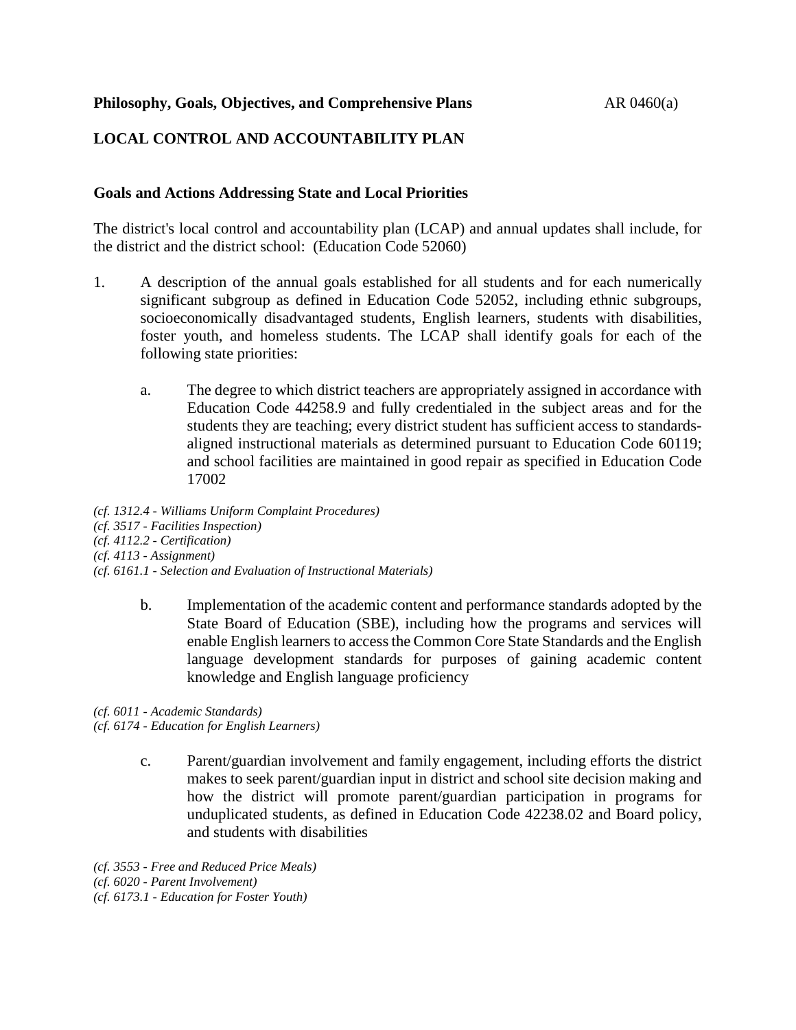**Philosophy, Goals, Objectives, and Comprehensive Plans** AR 0460(a)

## LOCAL CONTROL AND ACCOUNTABILITY PLAN

### Goals and Actions Addressing State and Local Priorities

The district's local control and accountability plan (LCAP) and annual updates shall include, for the district and the district school: (Education Code 52060)

1. A description of the annual goals established for all students and for each numerically significant subgroup as defined in Education Code 52052, including ethnic subgroups, socioeconomically disadvantaged students, English learners, students with disabilities, foster youth, and homeless students. The LCAP shall identify goals for each of the following state priorities:

   a. The degree to which district teachers are appropriately assigned in accordance with Education Code 44258.9 and fully credentialed in the subject areas and for the students they are teaching; every district student has sufficient access to standards-aligned instructional materials as determined pursuant to Education Code 60119; and school facilities are maintained in good repair as specified in Education Code 17002

*(cf. 1312.4 - Williams Uniform Complaint Procedures)*
*(cf. 3517 - Facilities Inspection)*
*(cf. 4112.2 - Certification)*
*(cf. 4113 - Assignment)*
*(cf. 6161.1 - Selection and Evaluation of Instructional Materials)*

   b. Implementation of the academic content and performance standards adopted by the State Board of Education (SBE), including how the programs and services will enable English learners to access the Common Core State Standards and the English language development standards for purposes of gaining academic content knowledge and English language proficiency

*(cf. 6011 - Academic Standards)*
*(cf. 6174 - Education for English Learners)*

   c. Parent/guardian involvement and family engagement, including efforts the district makes to seek parent/guardian input in district and school site decision making and how the district will promote parent/guardian participation in programs for unduplicated students, as defined in Education Code 42238.02 and Board policy, and students with disabilities

*(cf. 3553 - Free and Reduced Price Meals)*
*(cf. 6020 - Parent Involvement)*
*(cf. 6173.1 - Education for Foster Youth)*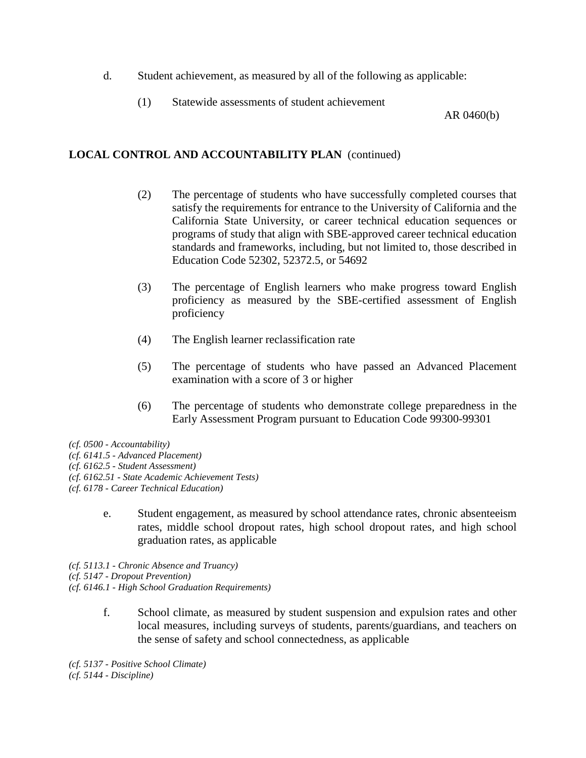d. Student achievement, as measured by all of the following as applicable:

   (1) Statewide assessments of student achievement

   (2) The percentage of students who have successfully completed courses that satisfy the requirements for entrance to the University of California and the California State University, or career technical education sequences or programs of study that align with SBE-approved career technical education standards and frameworks, including, but not limited to, those described in Education Code 52302, 52372.5, or 54692

   (3) The percentage of English learners who make progress toward English proficiency as measured by the SBE-certified assessment of English proficiency

   (4) The English learner reclassification rate

   (5) The percentage of students who have passed an Advanced Placement examination with a score of 3 or higher

   (6) The percentage of students who demonstrate college preparedness in the Early Assessment Program pursuant to Education Code 99300-99301

*(cf. 0500 - Accountability)*
*(cf. 6141.5 - Advanced Placement)*
*(cf. 6162.5 - Student Assessment)*
*(cf. 6162.51 - State Academic Achievement Tests)*
*(cf. 6178 - Career Technical Education)*

e. Student engagement, as measured by school attendance rates, chronic absenteeism rates, middle school dropout rates, high school dropout rates, and high school graduation rates, as applicable

*(cf. 5113.1 - Chronic Absence and Truancy)*
*(cf. 5147 - Dropout Prevention)*
*(cf. 6146.1 - High School Graduation Requirements)*

f. School climate, as measured by student suspension and expulsion rates and other local measures, including surveys of students, parents/guardians, and teachers on the sense of safety and school connectedness, as applicable

*(cf. 5137 - Positive School Climate)*
*(cf. 5144 - Discipline)*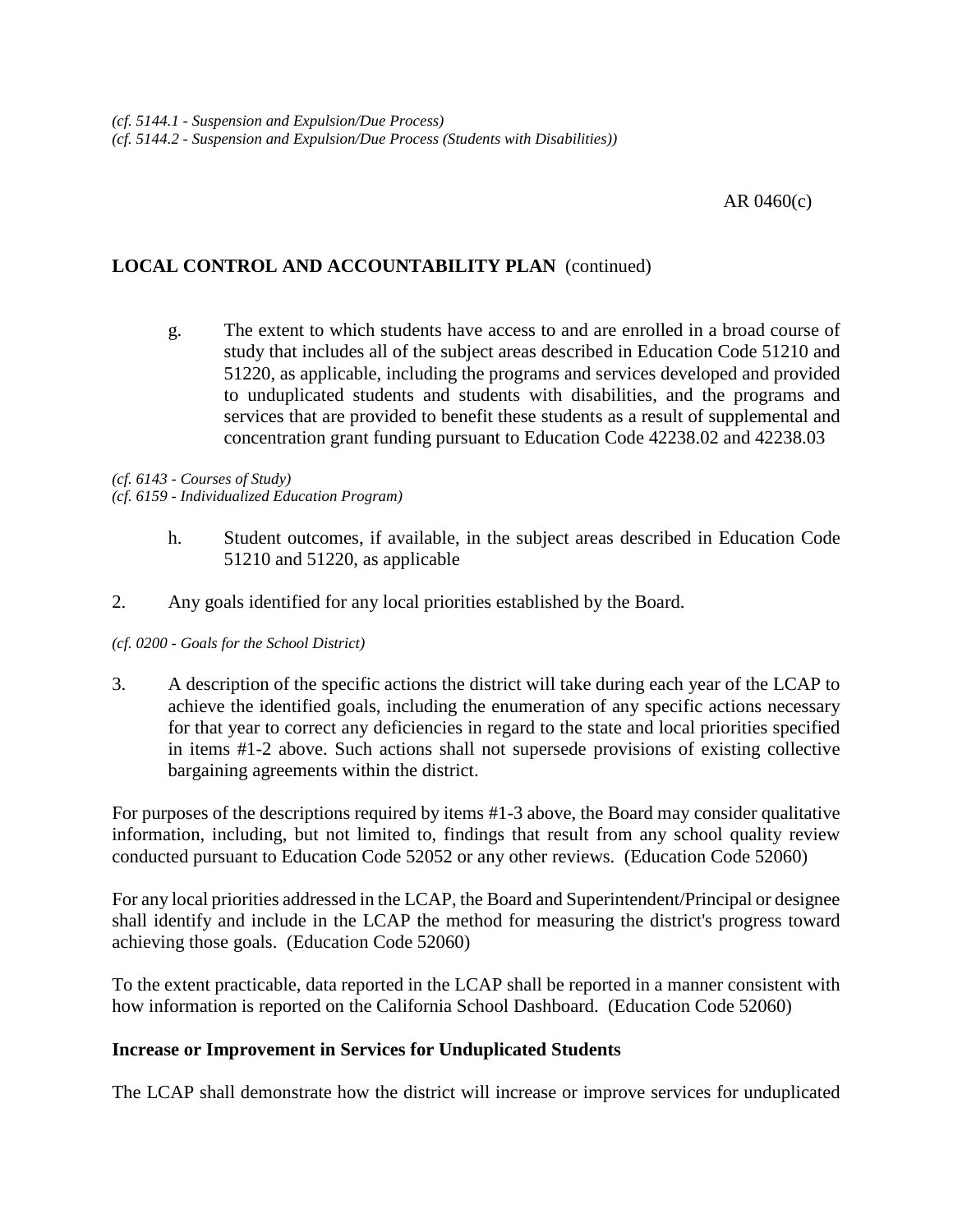*(cf. 5144.1 - Suspension and Expulsion/Due Process)*
*(cf. 5144.2 - Suspension and Expulsion/Due Process (Students with Disabilities))*

**LOCAL CONTROL AND ACCOUNTABILITY PLAN** (continued)

g. The extent to which students have access to and are enrolled in a broad course of study that includes all of the subject areas described in Education Code 51210 and 51220, as applicable, including the programs and services developed and provided to unduplicated students and students with disabilities, and the programs and services that are provided to benefit these students as a result of supplemental and concentration grant funding pursuant to Education Code 42238.02 and 42238.03

*(cf. 6143 - Courses of Study)*
*(cf. 6159 - Individualized Education Program)*

h. Student outcomes, if available, in the subject areas described in Education Code 51210 and 51220, as applicable

2. Any goals identified for any local priorities established by the Board.

*(cf. 0200 - Goals for the School District)*

3. A description of the specific actions the district will take during each year of the LCAP to achieve the identified goals, including the enumeration of any specific actions necessary for that year to correct any deficiencies in regard to the state and local priorities specified in items #1-2 above. Such actions shall not supersede provisions of existing collective bargaining agreements within the district.

For purposes of the descriptions required by items #1-3 above, the Board may consider qualitative information, including, but not limited to, findings that result from any school quality review conducted pursuant to Education Code 52052 or any other reviews. (Education Code 52060)

For any local priorities addressed in the LCAP, the Board and Superintendent/Principal or designee shall identify and include in the LCAP the method for measuring the district's progress toward achieving those goals. (Education Code 52060)

To the extent practicable, data reported in the LCAP shall be reported in a manner consistent with how information is reported on the California School Dashboard. (Education Code 52060)

**Increase or Improvement in Services for Unduplicated Students**

The LCAP shall demonstrate how the district will increase or improve services for unduplicated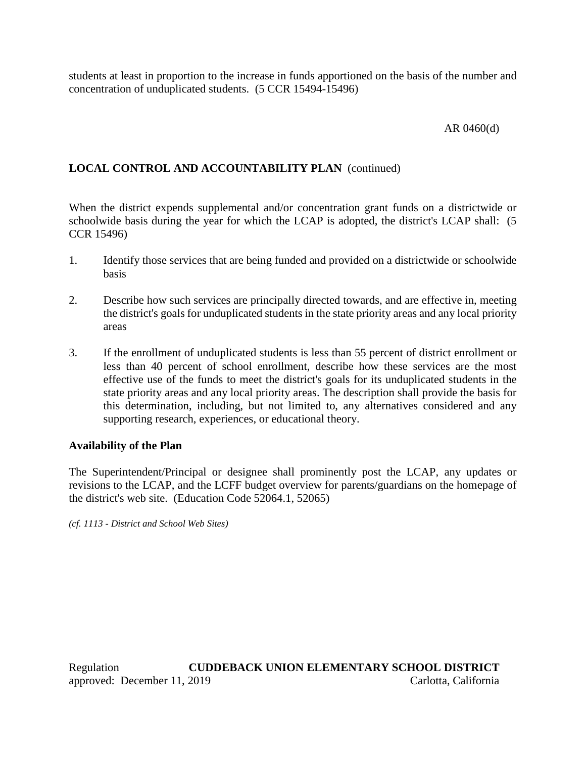students at least in proportion to the increase in funds apportioned on the basis of the number and concentration of unduplicated students. (5 CCR 15494-15496)

**LOCAL CONTROL AND ACCOUNTABILITY PLAN** (continued)

When the district expends supplemental and/or concentration grant funds on a districtwide or schoolwide basis during the year for which the LCAP is adopted, the district's LCAP shall: (5 CCR 15496)

1. Identify those services that are being funded and provided on a districtwide or schoolwide basis

2. Describe how such services are principally directed towards, and are effective in, meeting the district's goals for unduplicated students in the state priority areas and any local priority areas

3. If the enrollment of unduplicated students is less than 55 percent of district enrollment or less than 40 percent of school enrollment, describe how these services are the most effective use of the funds to meet the district's goals for its unduplicated students in the state priority areas and any local priority areas. The description shall provide the basis for this determination, including, but not limited to, any alternatives considered and any supporting research, experiences, or educational theory.

**Availability of the Plan**

The Superintendent/Principal or designee shall prominently post the LCAP, any updates or revisions to the LCAP, and the LCFF budget overview for parents/guardians on the homepage of the district's web site. (Education Code 52064.1, 52065)

*(cf. 1113 - District and School Web Sites)*

Regulation **CUDDEBACK UNION ELEMENTARY SCHOOL DISTRICT**
approved: December 11, 2019 Carlotta, California